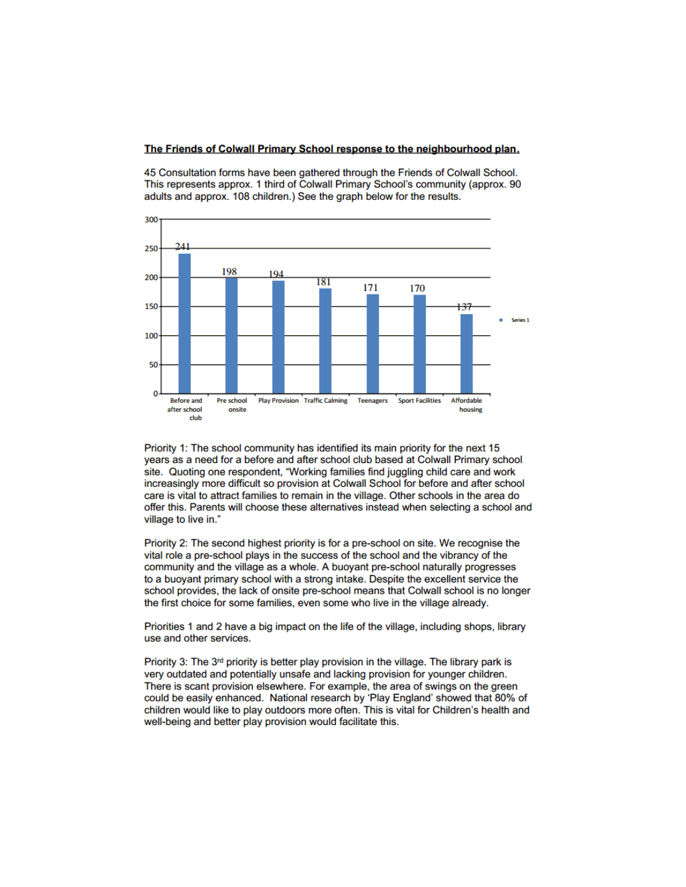**The Friends of Colwall Primary School response to the neighbourhood plan.**

45 Consultation forms have been gathered through the Friends of Colwall School. This represents approx. 1 third of Colwall Primary School's community (approx. 90 adults and approx. 108 children.) See the graph below for the results.

| Category | Series 1 |
|---|---|
| Before and after school club | 241 |
| Pre school onsite | 198 |
| Play Provision | 194 |
| Traffic Calming | 181 |
| Teenagers | 171 |
| Sport Facilities | 170 |
| Affordable housing | 137 |

Priority 1: The school community has identified its main priority for the next 15 years as a need for a before and after school club based at Colwall Primary school site. Quoting one respondent, "Working families find juggling child care and work increasingly more difficult so provision at Colwall School for before and after school care is vital to attract families to remain in the village. Other schools in the area do offer this. Parents will choose these alternatives instead when selecting a school and village to live in."

Priority 2: The second highest priority is for a pre-school on site. We recognise the vital role a pre-school plays in the success of the school and the vibrancy of the community and the village as a whole. A buoyant pre-school naturally progresses to a buoyant primary school with a strong intake. Despite the excellent service the school provides, the lack of onsite pre-school means that Colwall school is no longer the first choice for some families, even some who live in the village already.

Priorities 1 and 2 have a big impact on the life of the village, including shops, library use and other services.

Priority 3: The 3rd priority is better play provision in the village. The library park is very outdated and potentially unsafe and lacking provision for younger children. There is scant provision elsewhere. For example, the area of swings on the green could be easily enhanced. National research by 'Play England' showed that 80% of children would like to play outdoors more often. This is vital for Children's health and well-being and better play provision would facilitate this.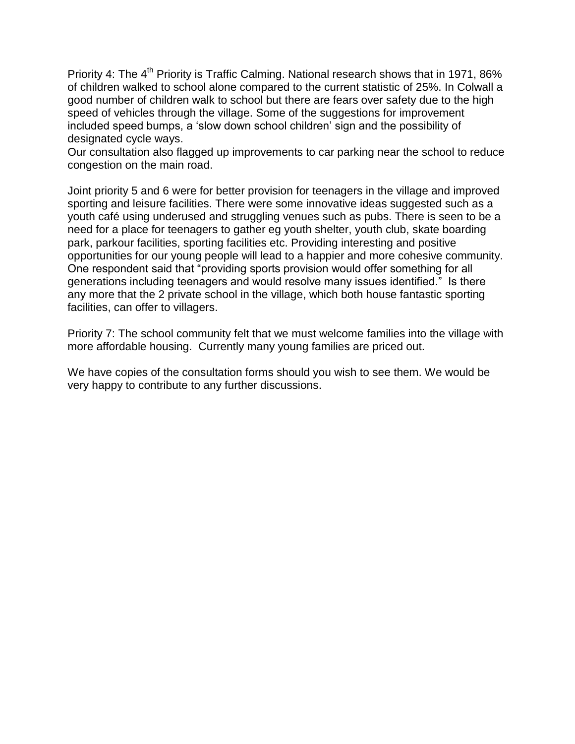Priority 4: The 4th Priority is Traffic Calming. National research shows that in 1971, 86% of children walked to school alone compared to the current statistic of 25%. In Colwall a good number of children walk to school but there are fears over safety due to the high speed of vehicles through the village. Some of the suggestions for improvement included speed bumps, a 'slow down school children' sign and the possibility of designated cycle ways.
Our consultation also flagged up improvements to car parking near the school to reduce congestion on the main road.

Joint priority 5 and 6 were for better provision for teenagers in the village and improved sporting and leisure facilities. There were some innovative ideas suggested such as a youth café using underused and struggling venues such as pubs. There is seen to be a need for a place for teenagers to gather eg youth shelter, youth club, skate boarding park, parkour facilities, sporting facilities etc. Providing interesting and positive opportunities for our young people will lead to a happier and more cohesive community. One respondent said that "providing sports provision would offer something for all generations including teenagers and would resolve many issues identified." Is there any more that the 2 private school in the village, which both house fantastic sporting facilities, can offer to villagers.

Priority 7: The school community felt that we must welcome families into the village with more affordable housing. Currently many young families are priced out.

We have copies of the consultation forms should you wish to see them. We would be very happy to contribute to any further discussions.